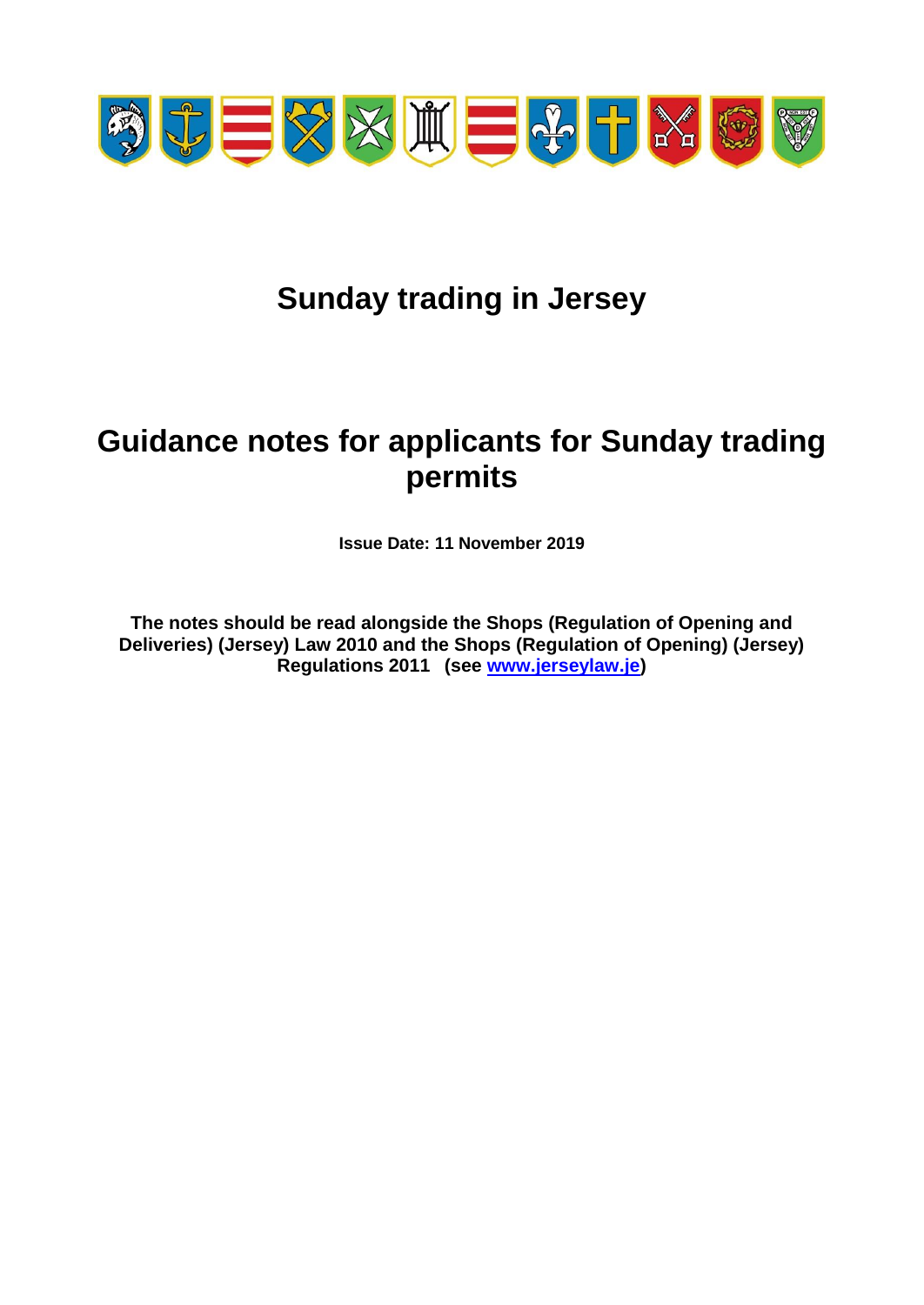# Sunday trading in Jersey

## Guidance notes for applicants for Sunday trading permits

**Issue Date: 11 November 2019**

**The notes should be read alongside the Shops (Regulation of Opening and Deliveries) (Jersey) Law 2010 and the Shops (Regulation of Opening) (Jersey) Regulations 2011 (see [www.jerseylaw.je](http://www.jerseylaw.je))**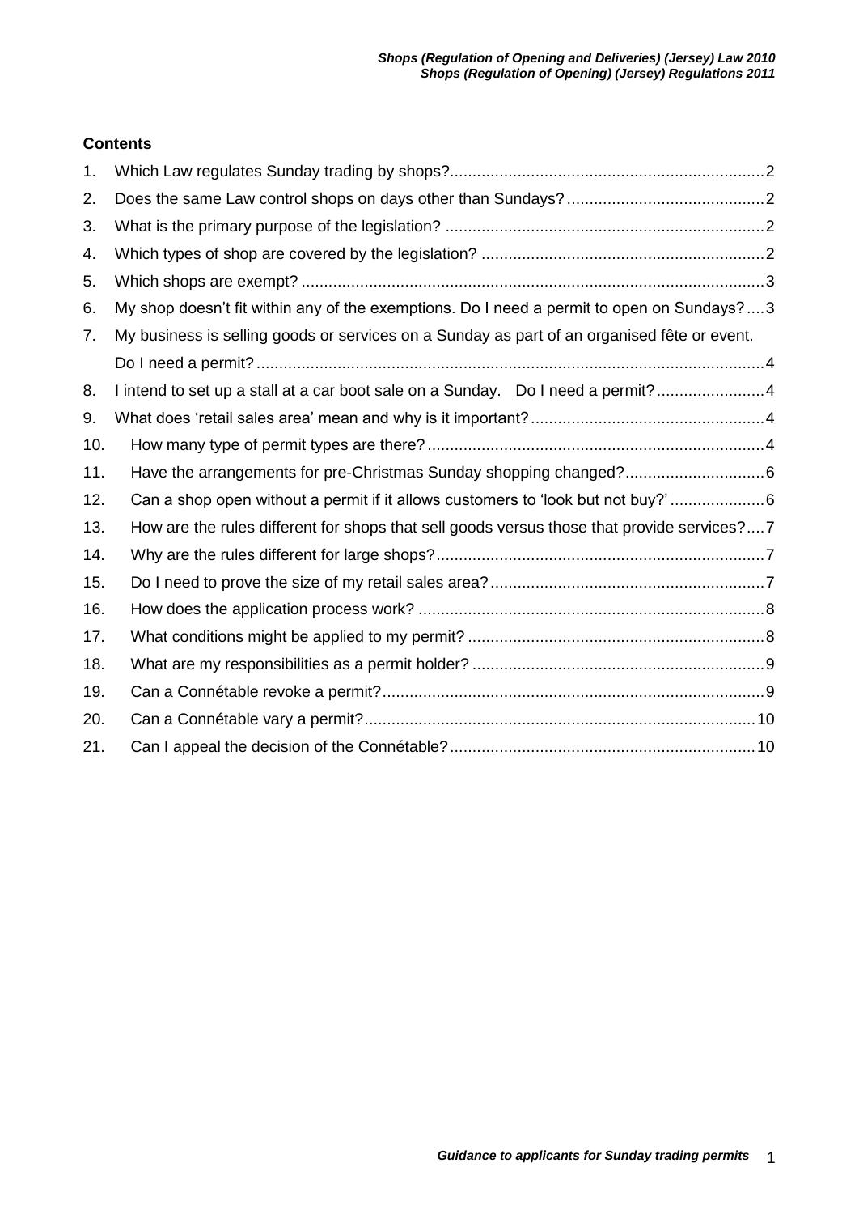## Contents

1. Which Law regulates Sunday trading by shops?....2
2. Does the same Law control shops on days other than Sundays?....2
3. What is the primary purpose of the legislation?....2
4. Which types of shop are covered by the legislation?....2
5. Which shops are exempt?....3
6. My shop doesn't fit within any of the exemptions. Do I need a permit to open on Sundays?....3
7. My business is selling goods or services on a Sunday as part of an organised fête or event. Do I need a permit?....4
8. I intend to set up a stall at a car boot sale on a Sunday. Do I need a permit?....4
9. What does 'retail sales area' mean and why is it important?....4
10. How many type of permit types are there?....4
11. Have the arrangements for pre-Christmas Sunday shopping changed?....6
12. Can a shop open without a permit if it allows customers to 'look but not buy?'....6
13. How are the rules different for shops that sell goods versus those that provide services?....7
14. Why are the rules different for large shops?....7
15. Do I need to prove the size of my retail sales area?....7
16. How does the application process work?....8
17. What conditions might be applied to my permit?....8
18. What are my responsibilities as a permit holder?....9
19. Can a Connétable revoke a permit?....9
20. Can a Connétable vary a permit?....10
21. Can I appeal the decision of the Connétable?....10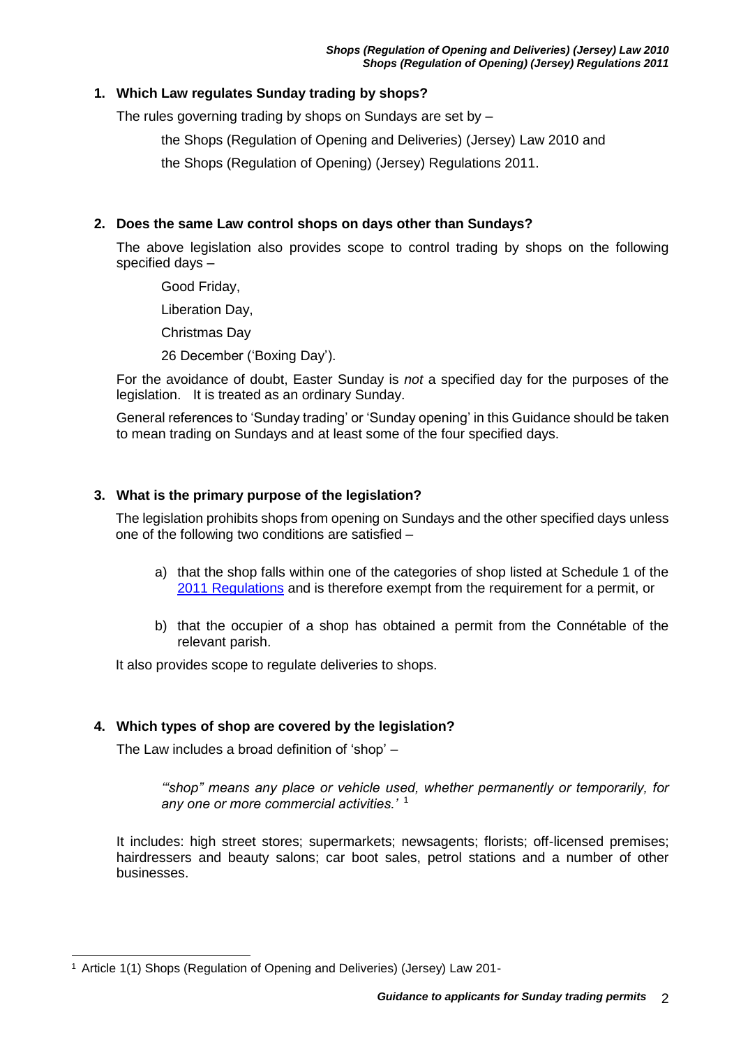## 1. Which Law regulates Sunday trading by shops?

The rules governing trading by shops on Sundays are set by –

the Shops (Regulation of Opening and Deliveries) (Jersey) Law 2010 and

the Shops (Regulation of Opening) (Jersey) Regulations 2011.

## 2. Does the same Law control shops on days other than Sundays?

The above legislation also provides scope to control trading by shops on the following specified days –

Good Friday,

Liberation Day,

Christmas Day

26 December ('Boxing Day').

For the avoidance of doubt, Easter Sunday is *not* a specified day for the purposes of the legislation. It is treated as an ordinary Sunday.

General references to 'Sunday trading' or 'Sunday opening' in this Guidance should be taken to mean trading on Sundays and at least some of the four specified days.

## 3. What is the primary purpose of the legislation?

The legislation prohibits shops from opening on Sundays and the other specified days unless one of the following two conditions are satisfied –

a) that the shop falls within one of the categories of shop listed at Schedule 1 of the 2011 Regulations and is therefore exempt from the requirement for a permit, or

b) that the occupier of a shop has obtained a permit from the Connétable of the relevant parish.

It also provides scope to regulate deliveries to shops.

## 4. Which types of shop are covered by the legislation?

The Law includes a broad definition of 'shop' –

> *'"shop" means any place or vehicle used, whether permanently or temporarily, for any one or more commercial activities.'* [1]

It includes: high street stores; supermarkets; newsagents; florists; off-licensed premises; hairdressers and beauty salons; car boot sales, petrol stations and a number of other businesses.

---

[1] Article 1(1) Shops (Regulation of Opening and Deliveries) (Jersey) Law 201-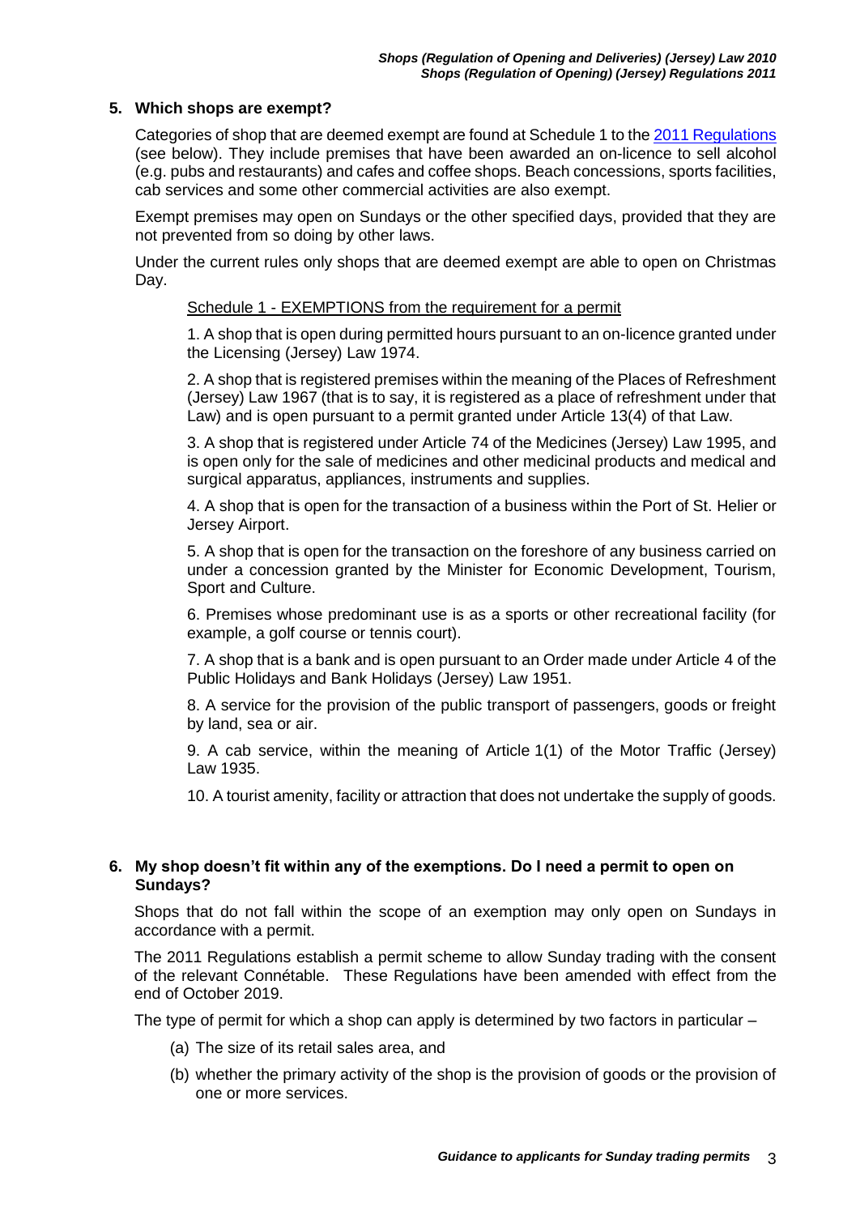## 5. Which shops are exempt?

Categories of shop that are deemed exempt are found at Schedule 1 to the [2011 Regulations] (see below). They include premises that have been awarded an on-licence to sell alcohol (e.g. pubs and restaurants) and cafes and coffee shops. Beach concessions, sports facilities, cab services and some other commercial activities are also exempt.

Exempt premises may open on Sundays or the other specified days, provided that they are not prevented from so doing by other laws.

Under the current rules only shops that are deemed exempt are able to open on Christmas Day.

Schedule 1 - EXEMPTIONS from the requirement for a permit

1. A shop that is open during permitted hours pursuant to an on-licence granted under the Licensing (Jersey) Law 1974.

2. A shop that is registered premises within the meaning of the Places of Refreshment (Jersey) Law 1967 (that is to say, it is registered as a place of refreshment under that Law) and is open pursuant to a permit granted under Article 13(4) of that Law.

3. A shop that is registered under Article 74 of the Medicines (Jersey) Law 1995, and is open only for the sale of medicines and other medicinal products and medical and surgical apparatus, appliances, instruments and supplies.

4. A shop that is open for the transaction of a business within the Port of St. Helier or Jersey Airport.

5. A shop that is open for the transaction on the foreshore of any business carried on under a concession granted by the Minister for Economic Development, Tourism, Sport and Culture.

6. Premises whose predominant use is as a sports or other recreational facility (for example, a golf course or tennis court).

7. A shop that is a bank and is open pursuant to an Order made under Article 4 of the Public Holidays and Bank Holidays (Jersey) Law 1951.

8. A service for the provision of the public transport of passengers, goods or freight by land, sea or air.

9. A cab service, within the meaning of Article 1(1) of the Motor Traffic (Jersey) Law 1935.

10. A tourist amenity, facility or attraction that does not undertake the supply of goods.

## 6. My shop doesn't fit within any of the exemptions. Do I need a permit to open on Sundays?

Shops that do not fall within the scope of an exemption may only open on Sundays in accordance with a permit.

The 2011 Regulations establish a permit scheme to allow Sunday trading with the consent of the relevant Connétable. These Regulations have been amended with effect from the end of October 2019.

The type of permit for which a shop can apply is determined by two factors in particular –

(a) The size of its retail sales area, and

(b) whether the primary activity of the shop is the provision of goods or the provision of one or more services.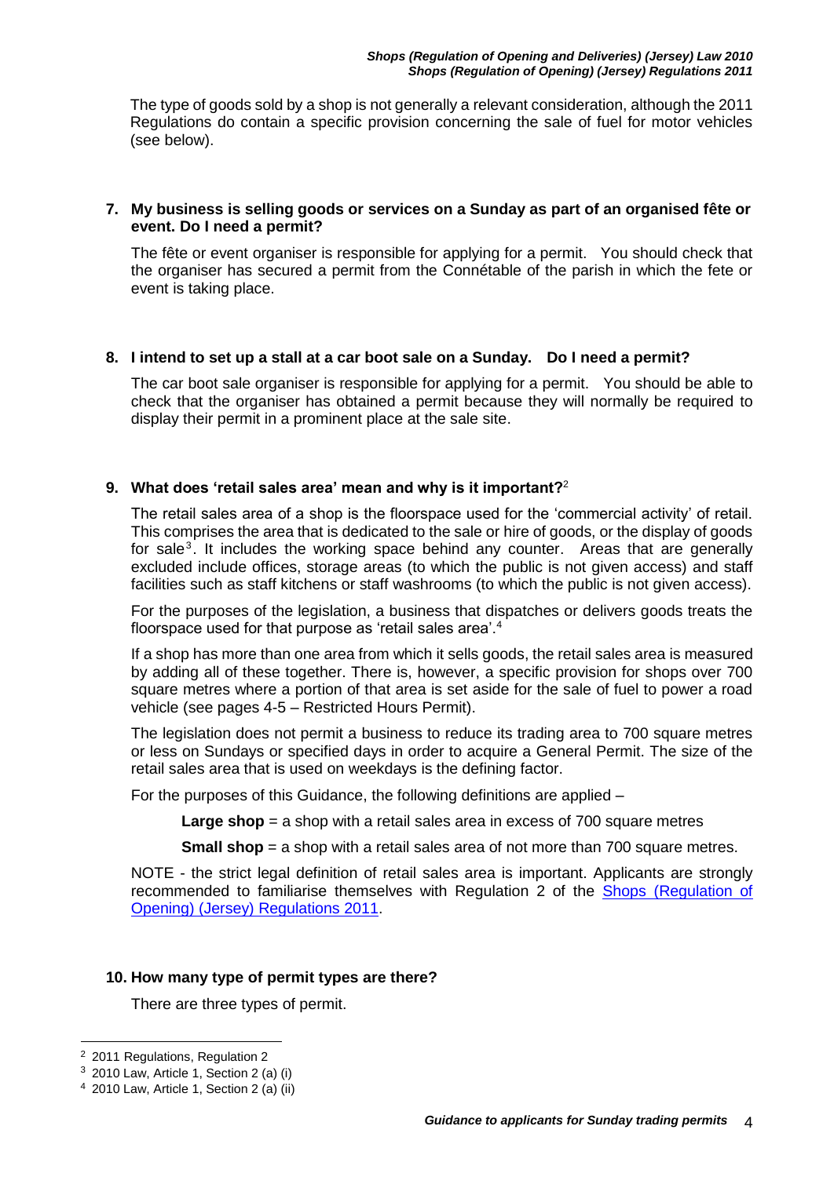The type of goods sold by a shop is not generally a relevant consideration, although the 2011 Regulations do contain a specific provision concerning the sale of fuel for motor vehicles (see below).

**7. My business is selling goods or services on a Sunday as part of an organised fête or event. Do I need a permit?**

The fête or event organiser is responsible for applying for a permit. You should check that the organiser has secured a permit from the Connétable of the parish in which the fete or event is taking place.

**8. I intend to set up a stall at a car boot sale on a Sunday. Do I need a permit?**

The car boot sale organiser is responsible for applying for a permit. You should be able to check that the organiser has obtained a permit because they will normally be required to display their permit in a prominent place at the sale site.

**9. What does 'retail sales area' mean and why is it important?**[2]

The retail sales area of a shop is the floorspace used for the 'commercial activity' of retail. This comprises the area that is dedicated to the sale or hire of goods, or the display of goods for sale[3]. It includes the working space behind any counter. Areas that are generally excluded include offices, storage areas (to which the public is not given access) and staff facilities such as staff kitchens or staff washrooms (to which the public is not given access).

For the purposes of the legislation, a business that dispatches or delivers goods treats the floorspace used for that purpose as 'retail sales area'.[4]

If a shop has more than one area from which it sells goods, the retail sales area is measured by adding all of these together. There is, however, a specific provision for shops over 700 square metres where a portion of that area is set aside for the sale of fuel to power a road vehicle (see pages 4-5 – Restricted Hours Permit).

The legislation does not permit a business to reduce its trading area to 700 square metres or less on Sundays or specified days in order to acquire a General Permit. The size of the retail sales area that is used on weekdays is the defining factor.

For the purposes of this Guidance, the following definitions are applied –

**Large shop** = a shop with a retail sales area in excess of 700 square metres

**Small shop** = a shop with a retail sales area of not more than 700 square metres.

NOTE - the strict legal definition of retail sales area is important. Applicants are strongly recommended to familiarise themselves with Regulation 2 of the [Shops (Regulation of Opening) (Jersey) Regulations 2011](#).

**10. How many type of permit types are there?**

There are three types of permit.

---

[2] 2011 Regulations, Regulation 2

[3] 2010 Law, Article 1, Section 2 (a) (i)

[4] 2010 Law, Article 1, Section 2 (a) (ii)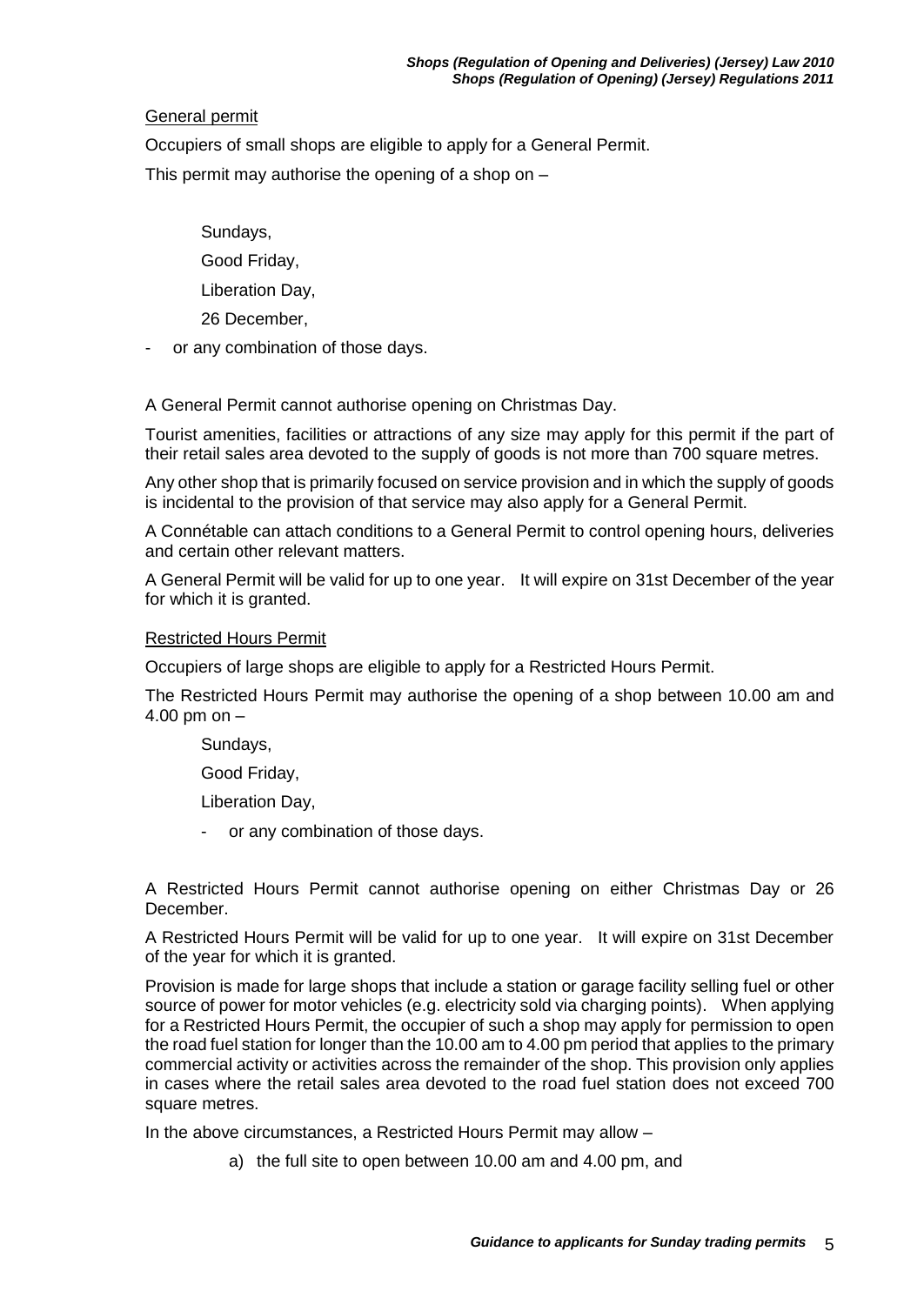## General permit

Occupiers of small shops are eligible to apply for a General Permit.

This permit may authorise the opening of a shop on –

Sundays,

Good Friday,

Liberation Day,

26 December,

- or any combination of those days.

A General Permit cannot authorise opening on Christmas Day.

Tourist amenities, facilities or attractions of any size may apply for this permit if the part of their retail sales area devoted to the supply of goods is not more than 700 square metres.

Any other shop that is primarily focused on service provision and in which the supply of goods is incidental to the provision of that service may also apply for a General Permit.

A Connétable can attach conditions to a General Permit to control opening hours, deliveries and certain other relevant matters.

A General Permit will be valid for up to one year. It will expire on 31st December of the year for which it is granted.

## Restricted Hours Permit

Occupiers of large shops are eligible to apply for a Restricted Hours Permit.

The Restricted Hours Permit may authorise the opening of a shop between 10.00 am and 4.00 pm on –

Sundays,

Good Friday,

Liberation Day,

- or any combination of those days.

A Restricted Hours Permit cannot authorise opening on either Christmas Day or 26 December.

A Restricted Hours Permit will be valid for up to one year. It will expire on 31st December of the year for which it is granted.

Provision is made for large shops that include a station or garage facility selling fuel or other source of power for motor vehicles (e.g. electricity sold via charging points). When applying for a Restricted Hours Permit, the occupier of such a shop may apply for permission to open the road fuel station for longer than the 10.00 am to 4.00 pm period that applies to the primary commercial activity or activities across the remainder of the shop. This provision only applies in cases where the retail sales area devoted to the road fuel station does not exceed 700 square metres.

In the above circumstances, a Restricted Hours Permit may allow –

a) the full site to open between 10.00 am and 4.00 pm, and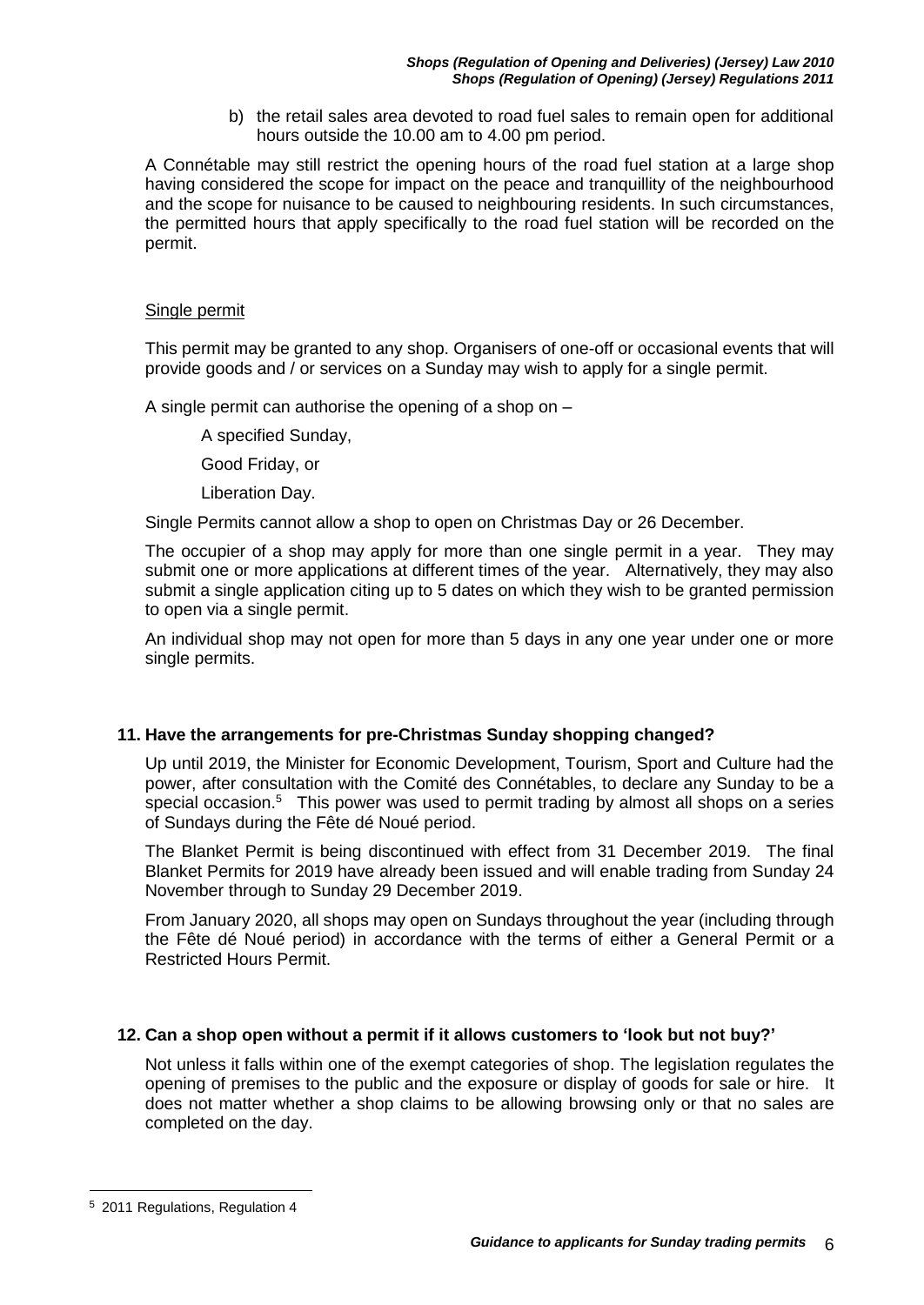b) the retail sales area devoted to road fuel sales to remain open for additional hours outside the 10.00 am to 4.00 pm period.

A Connétable may still restrict the opening hours of the road fuel station at a large shop having considered the scope for impact on the peace and tranquillity of the neighbourhood and the scope for nuisance to be caused to neighbouring residents. In such circumstances, the permitted hours that apply specifically to the road fuel station will be recorded on the permit.

Single permit

This permit may be granted to any shop. Organisers of one-off or occasional events that will provide goods and / or services on a Sunday may wish to apply for a single permit.

A single permit can authorise the opening of a shop on –

A specified Sunday,

Good Friday, or

Liberation Day.

Single Permits cannot allow a shop to open on Christmas Day or 26 December.

The occupier of a shop may apply for more than one single permit in a year. They may submit one or more applications at different times of the year. Alternatively, they may also submit a single application citing up to 5 dates on which they wish to be granted permission to open via a single permit.

An individual shop may not open for more than 5 days in any one year under one or more single permits.

## 11. Have the arrangements for pre-Christmas Sunday shopping changed?

Up until 2019, the Minister for Economic Development, Tourism, Sport and Culture had the power, after consultation with the Comité des Connétables, to declare any Sunday to be a special occasion.[5] This power was used to permit trading by almost all shops on a series of Sundays during the Fête dé Noué period.

The Blanket Permit is being discontinued with effect from 31 December 2019. The final Blanket Permits for 2019 have already been issued and will enable trading from Sunday 24 November through to Sunday 29 December 2019.

From January 2020, all shops may open on Sundays throughout the year (including through the Fête dé Noué period) in accordance with the terms of either a General Permit or a Restricted Hours Permit.

## 12. Can a shop open without a permit if it allows customers to 'look but not buy?'

Not unless it falls within one of the exempt categories of shop. The legislation regulates the opening of premises to the public and the exposure or display of goods for sale or hire. It does not matter whether a shop claims to be allowing browsing only or that no sales are completed on the day.

---

[5] 2011 Regulations, Regulation 4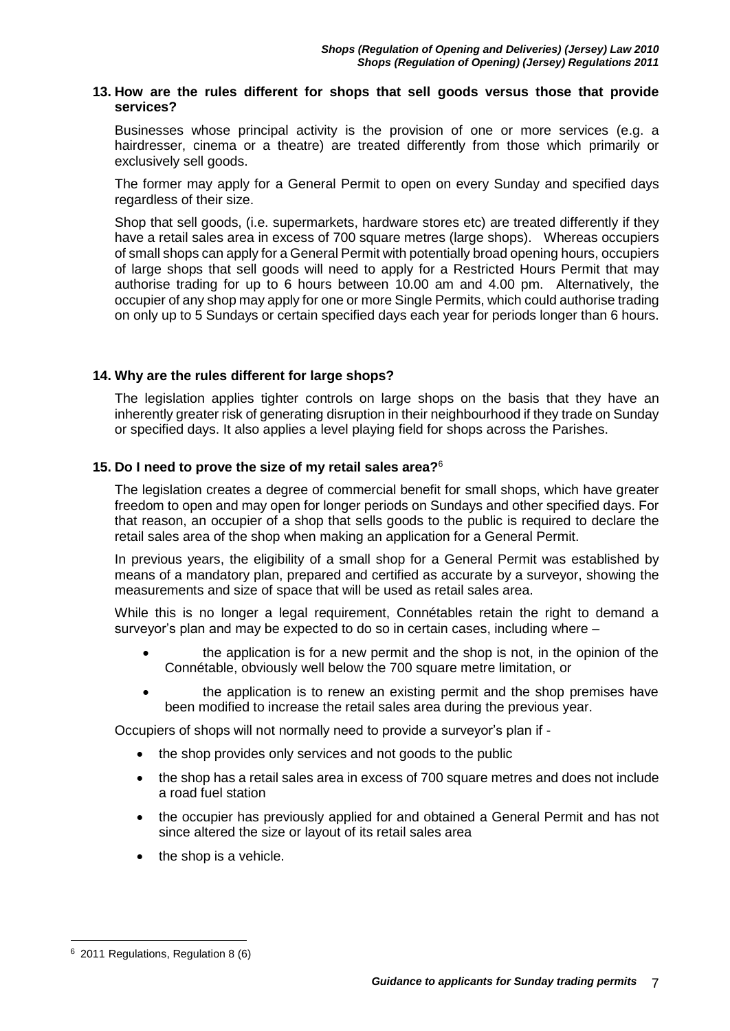## 13. How are the rules different for shops that sell goods versus those that provide services?

Businesses whose principal activity is the provision of one or more services (e.g. a hairdresser, cinema or a theatre) are treated differently from those which primarily or exclusively sell goods.

The former may apply for a General Permit to open on every Sunday and specified days regardless of their size.

Shop that sell goods, (i.e. supermarkets, hardware stores etc) are treated differently if they have a retail sales area in excess of 700 square metres (large shops). Whereas occupiers of small shops can apply for a General Permit with potentially broad opening hours, occupiers of large shops that sell goods will need to apply for a Restricted Hours Permit that may authorise trading for up to 6 hours between 10.00 am and 4.00 pm. Alternatively, the occupier of any shop may apply for one or more Single Permits, which could authorise trading on only up to 5 Sundays or certain specified days each year for periods longer than 6 hours.

## 14. Why are the rules different for large shops?

The legislation applies tighter controls on large shops on the basis that they have an inherently greater risk of generating disruption in their neighbourhood if they trade on Sunday or specified days. It also applies a level playing field for shops across the Parishes.

## 15. Do I need to prove the size of my retail sales area?[6]

The legislation creates a degree of commercial benefit for small shops, which have greater freedom to open and may open for longer periods on Sundays and other specified days. For that reason, an occupier of a shop that sells goods to the public is required to declare the retail sales area of the shop when making an application for a General Permit.

In previous years, the eligibility of a small shop for a General Permit was established by means of a mandatory plan, prepared and certified as accurate by a surveyor, showing the measurements and size of space that will be used as retail sales area.

While this is no longer a legal requirement, Connétables retain the right to demand a surveyor's plan and may be expected to do so in certain cases, including where –

- the application is for a new permit and the shop is not, in the opinion of the Connétable, obviously well below the 700 square metre limitation, or
- the application is to renew an existing permit and the shop premises have been modified to increase the retail sales area during the previous year.

Occupiers of shops will not normally need to provide a surveyor's plan if -

- the shop provides only services and not goods to the public
- the shop has a retail sales area in excess of 700 square metres and does not include a road fuel station
- the occupier has previously applied for and obtained a General Permit and has not since altered the size or layout of its retail sales area
- the shop is a vehicle.

[6] 2011 Regulations, Regulation 8 (6)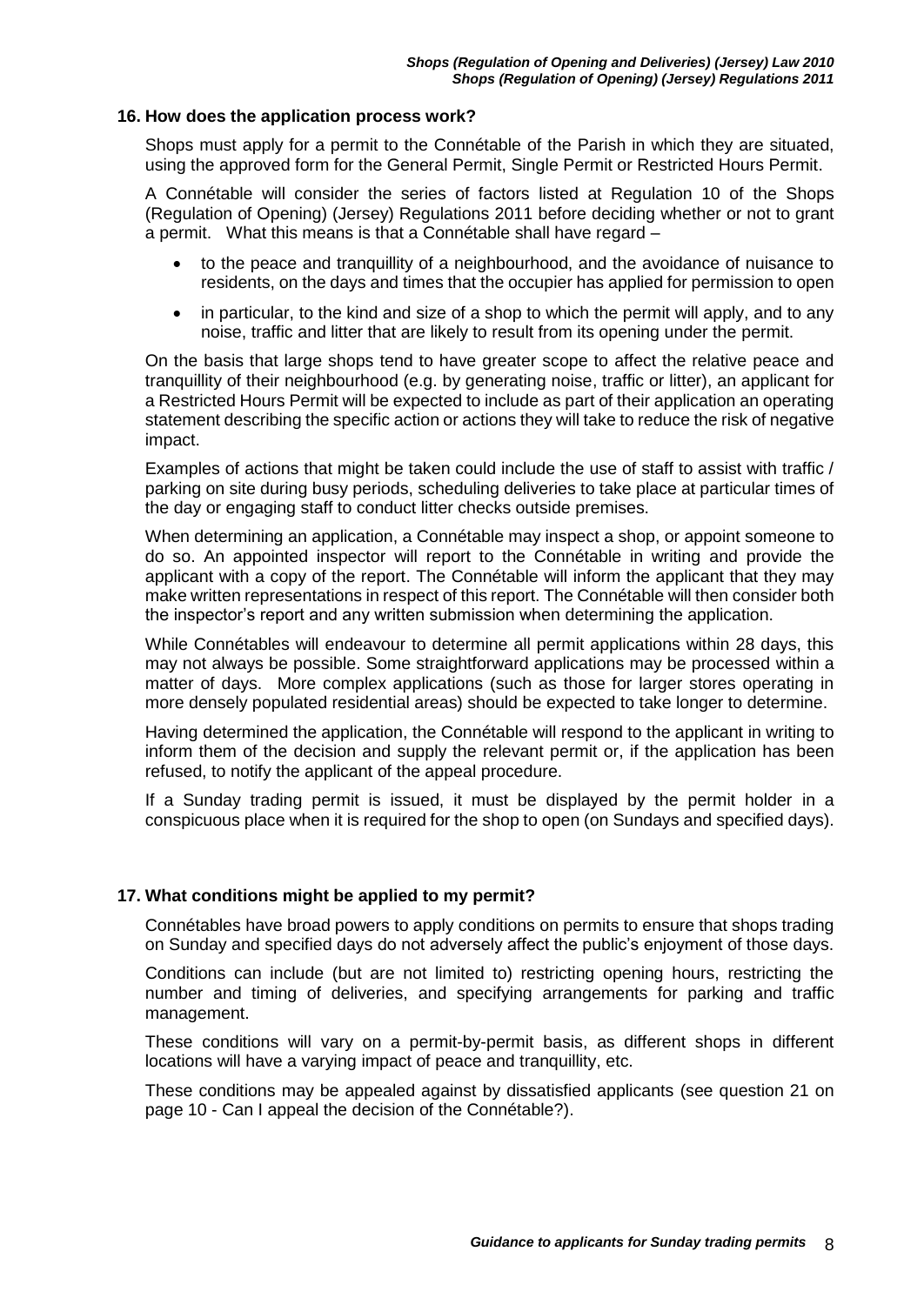## 16. How does the application process work?

Shops must apply for a permit to the Connétable of the Parish in which they are situated, using the approved form for the General Permit, Single Permit or Restricted Hours Permit.

A Connétable will consider the series of factors listed at Regulation 10 of the Shops (Regulation of Opening) (Jersey) Regulations 2011 before deciding whether or not to grant a permit. What this means is that a Connétable shall have regard –

- to the peace and tranquillity of a neighbourhood, and the avoidance of nuisance to residents, on the days and times that the occupier has applied for permission to open
- in particular, to the kind and size of a shop to which the permit will apply, and to any noise, traffic and litter that are likely to result from its opening under the permit.

On the basis that large shops tend to have greater scope to affect the relative peace and tranquillity of their neighbourhood (e.g. by generating noise, traffic or litter), an applicant for a Restricted Hours Permit will be expected to include as part of their application an operating statement describing the specific action or actions they will take to reduce the risk of negative impact.

Examples of actions that might be taken could include the use of staff to assist with traffic / parking on site during busy periods, scheduling deliveries to take place at particular times of the day or engaging staff to conduct litter checks outside premises.

When determining an application, a Connétable may inspect a shop, or appoint someone to do so. An appointed inspector will report to the Connétable in writing and provide the applicant with a copy of the report. The Connétable will inform the applicant that they may make written representations in respect of this report. The Connétable will then consider both the inspector's report and any written submission when determining the application.

While Connétables will endeavour to determine all permit applications within 28 days, this may not always be possible. Some straightforward applications may be processed within a matter of days. More complex applications (such as those for larger stores operating in more densely populated residential areas) should be expected to take longer to determine.

Having determined the application, the Connétable will respond to the applicant in writing to inform them of the decision and supply the relevant permit or, if the application has been refused, to notify the applicant of the appeal procedure.

If a Sunday trading permit is issued, it must be displayed by the permit holder in a conspicuous place when it is required for the shop to open (on Sundays and specified days).

## 17. What conditions might be applied to my permit?

Connétables have broad powers to apply conditions on permits to ensure that shops trading on Sunday and specified days do not adversely affect the public's enjoyment of those days.

Conditions can include (but are not limited to) restricting opening hours, restricting the number and timing of deliveries, and specifying arrangements for parking and traffic management.

These conditions will vary on a permit-by-permit basis, as different shops in different locations will have a varying impact of peace and tranquillity, etc.

These conditions may be appealed against by dissatisfied applicants (see question 21 on page 10 - Can I appeal the decision of the Connétable?).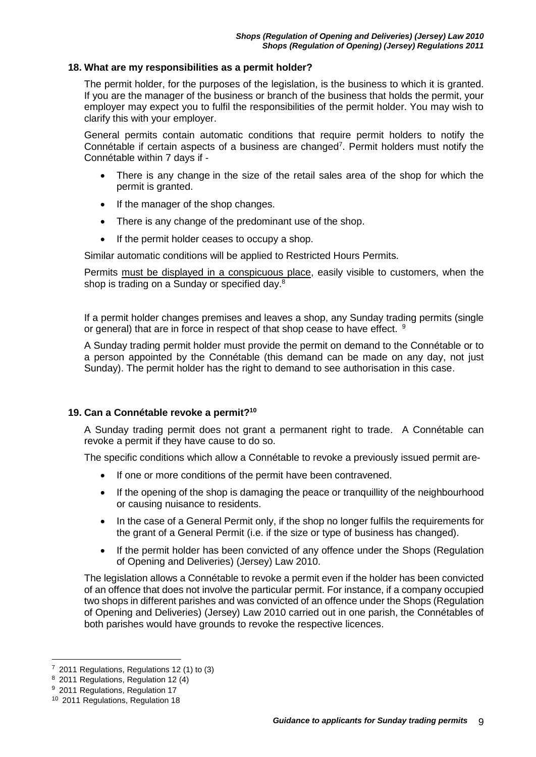### 18. What are my responsibilities as a permit holder?

The permit holder, for the purposes of the legislation, is the business to which it is granted. If you are the manager of the business or branch of the business that holds the permit, your employer may expect you to fulfil the responsibilities of the permit holder. You may wish to clarify this with your employer.

General permits contain automatic conditions that require permit holders to notify the Connétable if certain aspects of a business are changed[7]. Permit holders must notify the Connétable within 7 days if -

- There is any change in the size of the retail sales area of the shop for which the permit is granted.
- If the manager of the shop changes.
- There is any change of the predominant use of the shop.
- If the permit holder ceases to occupy a shop.

Similar automatic conditions will be applied to Restricted Hours Permits.

Permits <u>must be displayed in a conspicuous place</u>, easily visible to customers, when the shop is trading on a Sunday or specified day.[8]

If a permit holder changes premises and leaves a shop, any Sunday trading permits (single or general) that are in force in respect of that shop cease to have effect. [9]

A Sunday trading permit holder must provide the permit on demand to the Connétable or to a person appointed by the Connétable (this demand can be made on any day, not just Sunday). The permit holder has the right to demand to see authorisation in this case.

### 19. Can a Connétable revoke a permit?[10]

A Sunday trading permit does not grant a permanent right to trade. A Connétable can revoke a permit if they have cause to do so.

The specific conditions which allow a Connétable to revoke a previously issued permit are-

- If one or more conditions of the permit have been contravened.
- If the opening of the shop is damaging the peace or tranquillity of the neighbourhood or causing nuisance to residents.
- In the case of a General Permit only, if the shop no longer fulfils the requirements for the grant of a General Permit (i.e. if the size or type of business has changed).
- If the permit holder has been convicted of any offence under the Shops (Regulation of Opening and Deliveries) (Jersey) Law 2010.

The legislation allows a Connétable to revoke a permit even if the holder has been convicted of an offence that does not involve the particular permit. For instance, if a company occupied two shops in different parishes and was convicted of an offence under the Shops (Regulation of Opening and Deliveries) (Jersey) Law 2010 carried out in one parish, the Connétables of both parishes would have grounds to revoke the respective licences.

---

[7] 2011 Regulations, Regulations 12 (1) to (3)

[8] 2011 Regulations, Regulation 12 (4)

[9] 2011 Regulations, Regulation 17

[10] 2011 Regulations, Regulation 18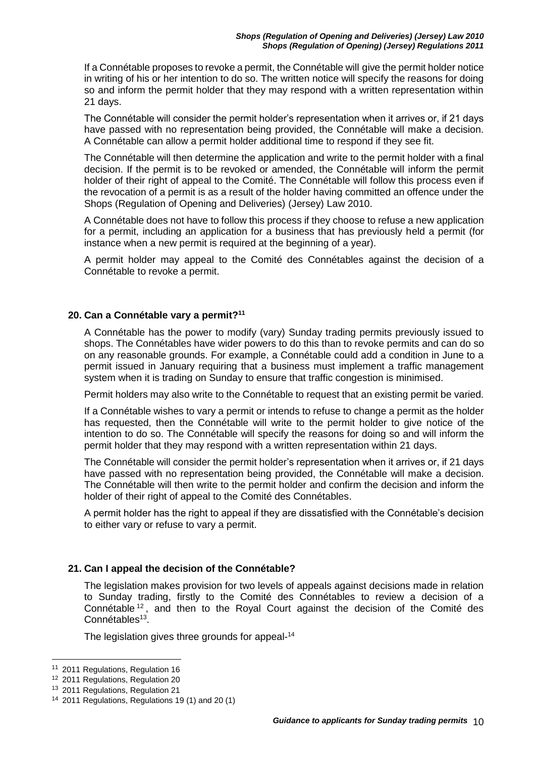If a Connétable proposes to revoke a permit, the Connétable will give the permit holder notice in writing of his or her intention to do so. The written notice will specify the reasons for doing so and inform the permit holder that they may respond with a written representation within 21 days.

The Connétable will consider the permit holder's representation when it arrives or, if 21 days have passed with no representation being provided, the Connétable will make a decision. A Connétable can allow a permit holder additional time to respond if they see fit.

The Connétable will then determine the application and write to the permit holder with a final decision. If the permit is to be revoked or amended, the Connétable will inform the permit holder of their right of appeal to the Comité. The Connétable will follow this process even if the revocation of a permit is as a result of the holder having committed an offence under the Shops (Regulation of Opening and Deliveries) (Jersey) Law 2010.

A Connétable does not have to follow this process if they choose to refuse a new application for a permit, including an application for a business that has previously held a permit (for instance when a new permit is required at the beginning of a year).

A permit holder may appeal to the Comité des Connétables against the decision of a Connétable to revoke a permit.

### 20. Can a Connétable vary a permit?[11]

A Connétable has the power to modify (vary) Sunday trading permits previously issued to shops. The Connétables have wider powers to do this than to revoke permits and can do so on any reasonable grounds. For example, a Connétable could add a condition in June to a permit issued in January requiring that a business must implement a traffic management system when it is trading on Sunday to ensure that traffic congestion is minimised.

Permit holders may also write to the Connétable to request that an existing permit be varied.

If a Connétable wishes to vary a permit or intends to refuse to change a permit as the holder has requested, then the Connétable will write to the permit holder to give notice of the intention to do so. The Connétable will specify the reasons for doing so and will inform the permit holder that they may respond with a written representation within 21 days.

The Connétable will consider the permit holder's representation when it arrives or, if 21 days have passed with no representation being provided, the Connétable will make a decision. The Connétable will then write to the permit holder and confirm the decision and inform the holder of their right of appeal to the Comité des Connétables.

A permit holder has the right to appeal if they are dissatisfied with the Connétable's decision to either vary or refuse to vary a permit.

### 21. Can I appeal the decision of the Connétable?

The legislation makes provision for two levels of appeals against decisions made in relation to Sunday trading, firstly to the Comité des Connétables to review a decision of a Connétable[12], and then to the Royal Court against the decision of the Comité des Connétables[13].

The legislation gives three grounds for appeal-[14]

---

[11] 2011 Regulations, Regulation 16

[12] 2011 Regulations, Regulation 20

[13] 2011 Regulations, Regulation 21

[14] 2011 Regulations, Regulations 19 (1) and 20 (1)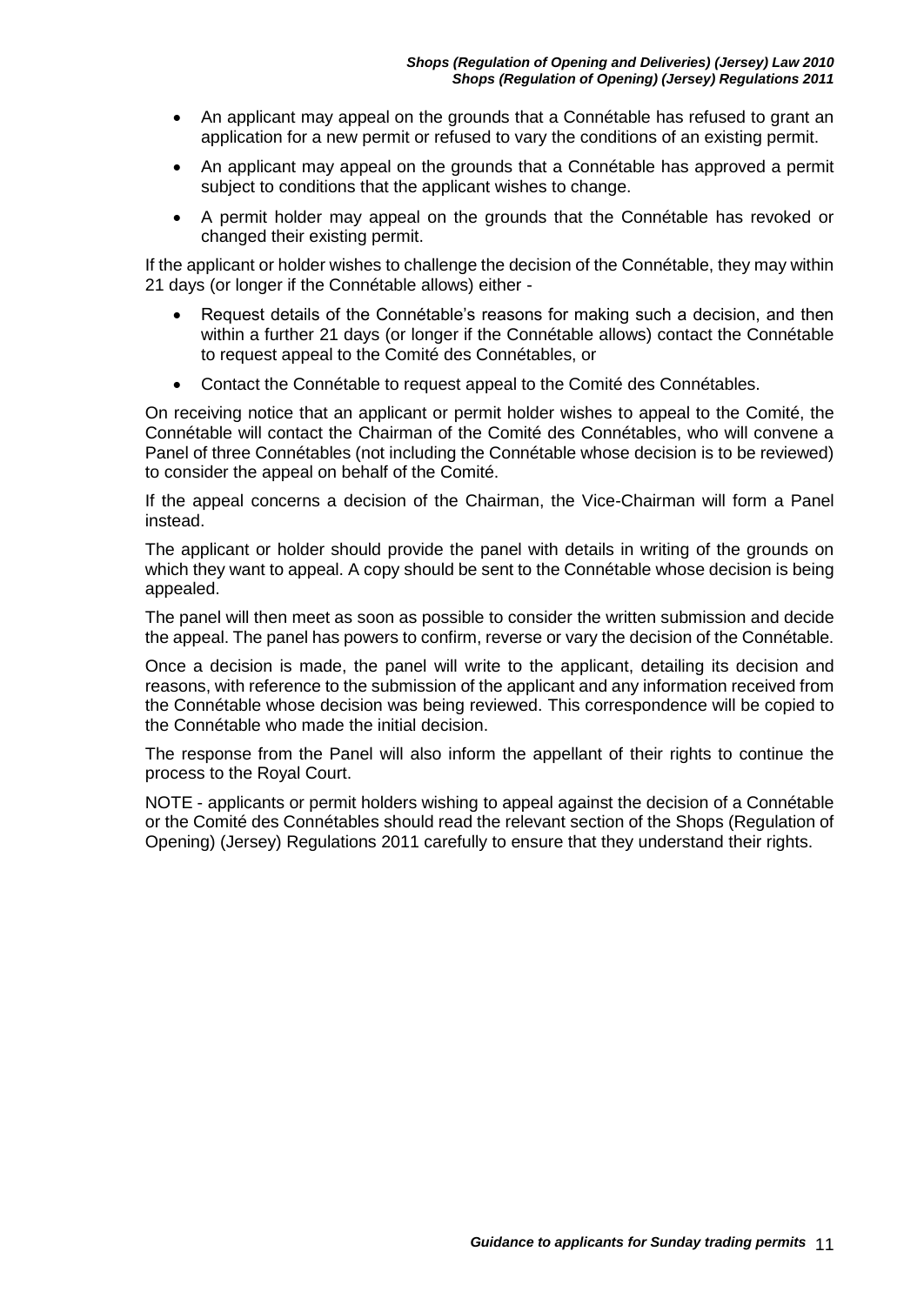- An applicant may appeal on the grounds that a Connétable has refused to grant an application for a new permit or refused to vary the conditions of an existing permit.
- An applicant may appeal on the grounds that a Connétable has approved a permit subject to conditions that the applicant wishes to change.
- A permit holder may appeal on the grounds that the Connétable has revoked or changed their existing permit.

If the applicant or holder wishes to challenge the decision of the Connétable, they may within 21 days (or longer if the Connétable allows) either -

- Request details of the Connétable's reasons for making such a decision, and then within a further 21 days (or longer if the Connétable allows) contact the Connétable to request appeal to the Comité des Connétables, or
- Contact the Connétable to request appeal to the Comité des Connétables.

On receiving notice that an applicant or permit holder wishes to appeal to the Comité, the Connétable will contact the Chairman of the Comité des Connétables, who will convene a Panel of three Connétables (not including the Connétable whose decision is to be reviewed) to consider the appeal on behalf of the Comité.

If the appeal concerns a decision of the Chairman, the Vice-Chairman will form a Panel instead.

The applicant or holder should provide the panel with details in writing of the grounds on which they want to appeal. A copy should be sent to the Connétable whose decision is being appealed.

The panel will then meet as soon as possible to consider the written submission and decide the appeal. The panel has powers to confirm, reverse or vary the decision of the Connétable.

Once a decision is made, the panel will write to the applicant, detailing its decision and reasons, with reference to the submission of the applicant and any information received from the Connétable whose decision was being reviewed. This correspondence will be copied to the Connétable who made the initial decision.

The response from the Panel will also inform the appellant of their rights to continue the process to the Royal Court.

NOTE - applicants or permit holders wishing to appeal against the decision of a Connétable or the Comité des Connétables should read the relevant section of the Shops (Regulation of Opening) (Jersey) Regulations 2011 carefully to ensure that they understand their rights.